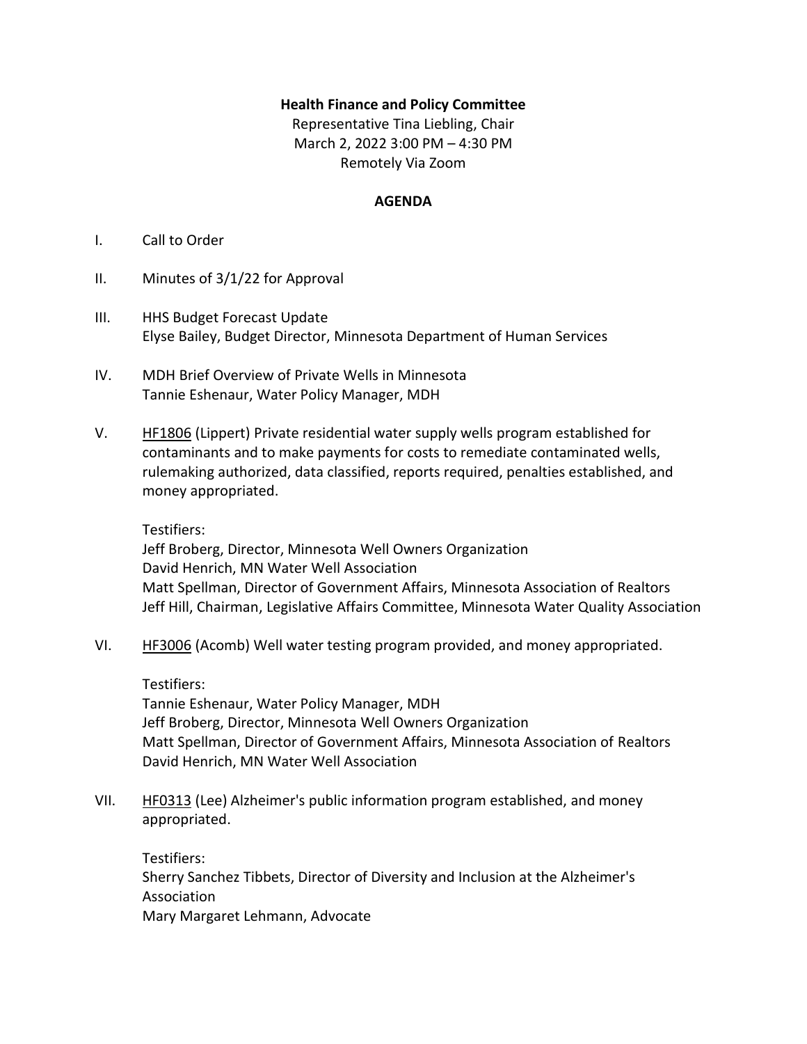**Health Finance and Policy Committee**

Representative Tina Liebling, Chair
March 2, 2022 3:00 PM – 4:30 PM
Remotely Via Zoom

**AGENDA**

I. Call to Order

II. Minutes of 3/1/22 for Approval

III. HHS Budget Forecast Update
Elyse Bailey, Budget Director, Minnesota Department of Human Services

IV. MDH Brief Overview of Private Wells in Minnesota
Tannie Eshenaur, Water Policy Manager, MDH

V. HF1806 (Lippert) Private residential water supply wells program established for contaminants and to make payments for costs to remediate contaminated wells, rulemaking authorized, data classified, reports required, penalties established, and money appropriated.

Testifiers:
Jeff Broberg, Director, Minnesota Well Owners Organization
David Henrich, MN Water Well Association
Matt Spellman, Director of Government Affairs, Minnesota Association of Realtors
Jeff Hill, Chairman, Legislative Affairs Committee, Minnesota Water Quality Association

VI. HF3006 (Acomb) Well water testing program provided, and money appropriated.

Testifiers:
Tannie Eshenaur, Water Policy Manager, MDH
Jeff Broberg, Director, Minnesota Well Owners Organization
Matt Spellman, Director of Government Affairs, Minnesota Association of Realtors
David Henrich, MN Water Well Association

VII. HF0313 (Lee) Alzheimer's public information program established, and money appropriated.

Testifiers:
Sherry Sanchez Tibbets, Director of Diversity and Inclusion at the Alzheimer's Association
Mary Margaret Lehmann, Advocate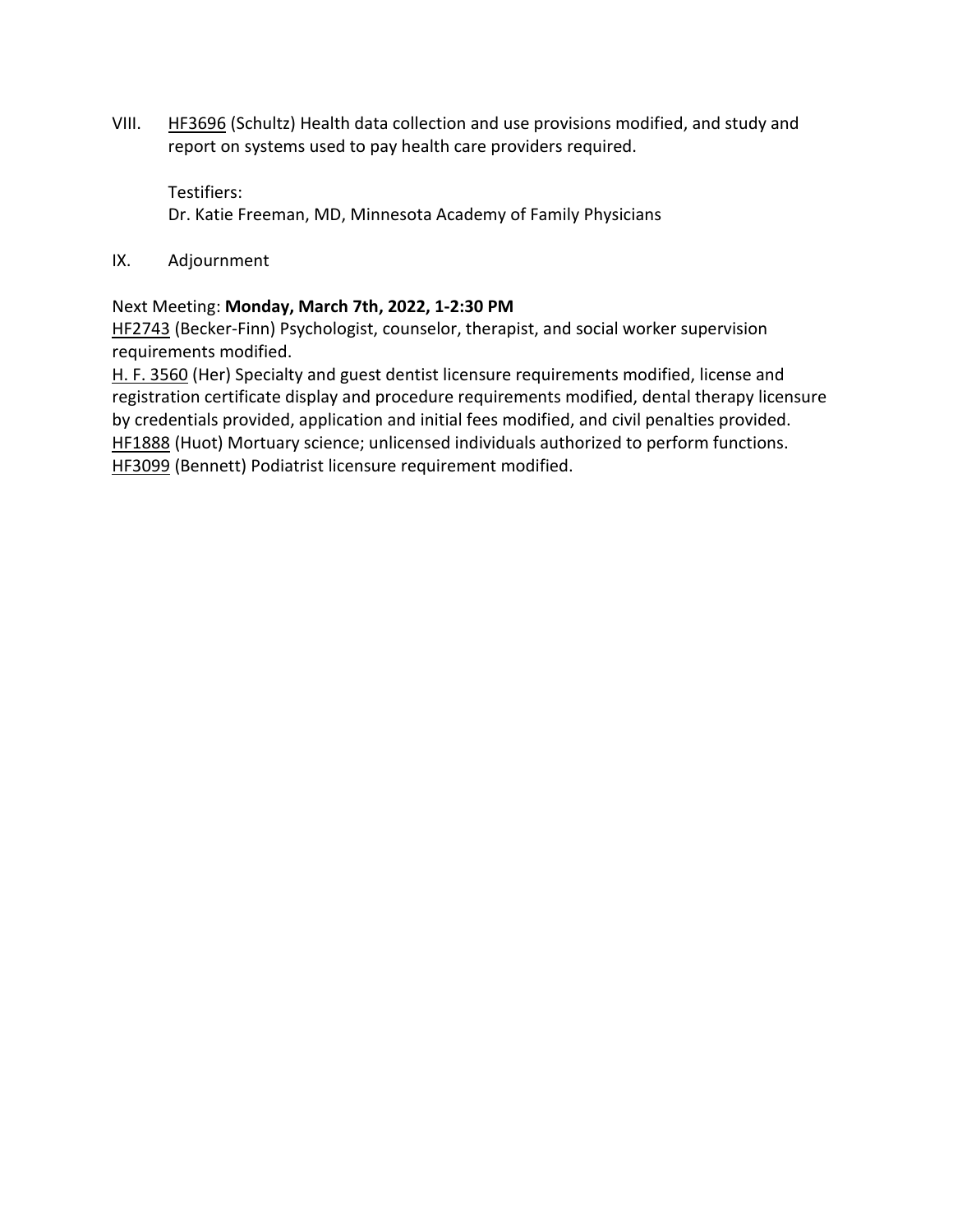VIII. HF3696 (Schultz) Health data collection and use provisions modified, and study and report on systems used to pay health care providers required.

Testifiers:
Dr. Katie Freeman, MD, Minnesota Academy of Family Physicians

IX. Adjournment

Next Meeting: **Monday, March 7th, 2022, 1-2:30 PM**

HF2743 (Becker-Finn) Psychologist, counselor, therapist, and social worker supervision requirements modified.

H. F. 3560 (Her) Specialty and guest dentist licensure requirements modified, license and registration certificate display and procedure requirements modified, dental therapy licensure by credentials provided, application and initial fees modified, and civil penalties provided.

HF1888 (Huot) Mortuary science; unlicensed individuals authorized to perform functions.

HF3099 (Bennett) Podiatrist licensure requirement modified.